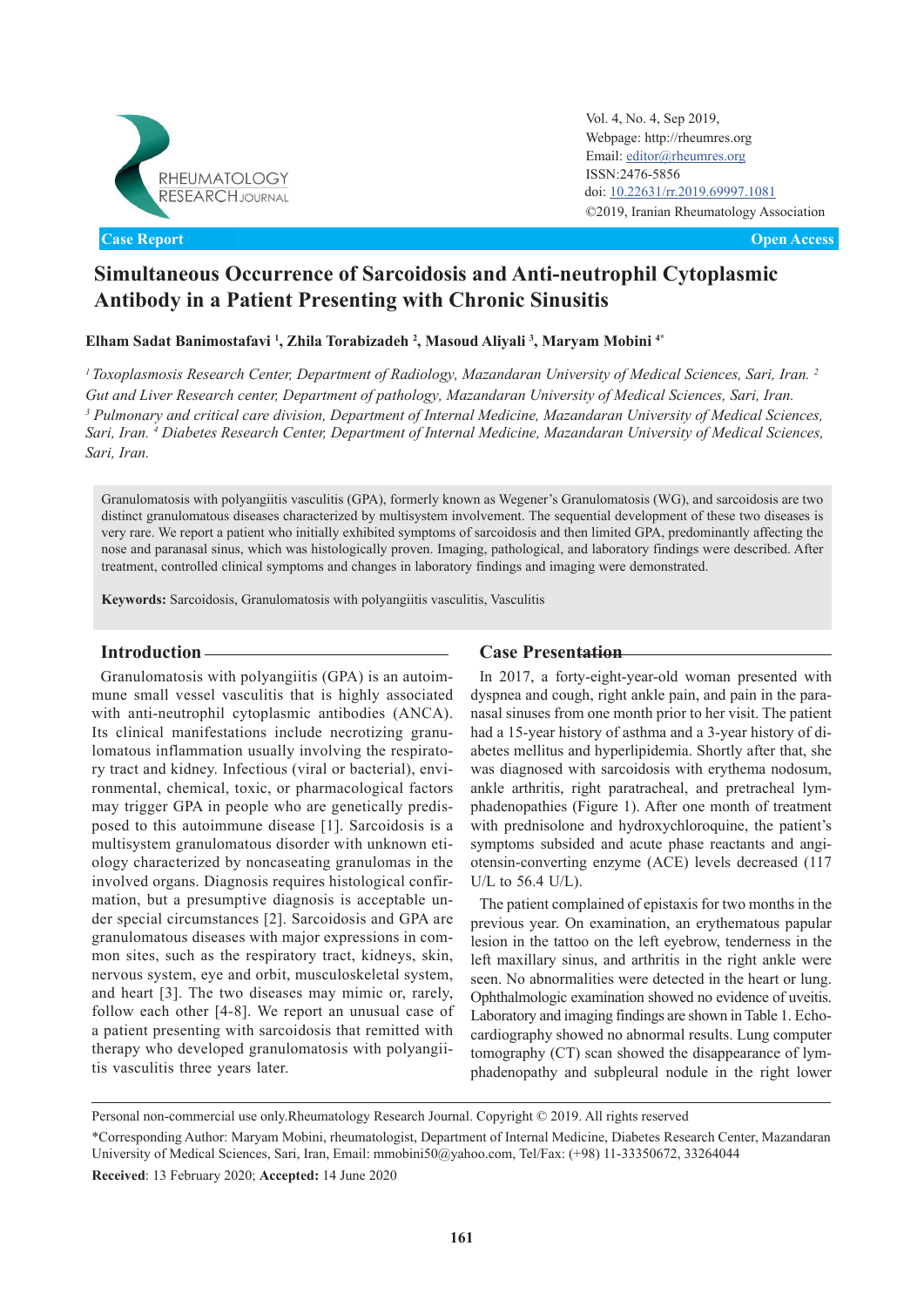**Case Report** | **Open Access**

# Simultaneous Occurrence of Sarcoidosis and Anti-neutrophil Cytoplasmic Antibody in a Patient Presenting with Chronic Sinusitis

**Elham Sadat Banimostafavi [1], Zhila Torabizadeh [2], Masoud Aliyali [3], Maryam Mobini [4*]**

*[1] Toxoplasmosis Research Center, Department of Radiology, Mazandaran University of Medical Sciences, Sari, Iran. [2] Gut and Liver Research center, Department of pathology, Mazandaran University of Medical Sciences, Sari, Iran. [3] Pulmonary and critical care division, Department of Internal Medicine, Mazandaran University of Medical Sciences, Sari, Iran. [4] Diabetes Research Center, Department of Internal Medicine, Mazandaran University of Medical Sciences, Sari, Iran.*

Granulomatosis with polyangiitis vasculitis (GPA), formerly known as Wegener's Granulomatosis (WG), and sarcoidosis are two distinct granulomatous diseases characterized by multisystem involvement. The sequential development of these two diseases is very rare. We report a patient who initially exhibited symptoms of sarcoidosis and then limited GPA, predominantly affecting the nose and paranasal sinus, which was histologically proven. Imaging, pathological, and laboratory findings were described. After treatment, controlled clinical symptoms and changes in laboratory findings and imaging were demonstrated.

**Keywords:** Sarcoidosis, Granulomatosis with polyangiitis vasculitis, Vasculitis

## Introduction

Granulomatosis with polyangiitis (GPA) is an autoimmune small vessel vasculitis that is highly associated with anti-neutrophil cytoplasmic antibodies (ANCA). Its clinical manifestations include necrotizing granulomatous inflammation usually involving the respiratory tract and kidney. Infectious (viral or bacterial), environmental, chemical, toxic, or pharmacological factors may trigger GPA in people who are genetically predisposed to this autoimmune disease [1]. Sarcoidosis is a multisystem granulomatous disorder with unknown etiology characterized by noncaseating granulomas in the involved organs. Diagnosis requires histological confirmation, but a presumptive diagnosis is acceptable under special circumstances [2]. Sarcoidosis and GPA are granulomatous diseases with major expressions in common sites, such as the respiratory tract, kidneys, skin, nervous system, eye and orbit, musculoskeletal system, and heart [3]. The two diseases may mimic or, rarely, follow each other [4-8]. We report an unusual case of a patient presenting with sarcoidosis that remitted with therapy who developed granulomatosis with polyangiitis vasculitis three years later.

## Case Presentation

In 2017, a forty-eight-year-old woman presented with dyspnea and cough, right ankle pain, and pain in the paranasal sinuses from one month prior to her visit. The patient had a 15-year history of asthma and a 3-year history of diabetes mellitus and hyperlipidemia. Shortly after that, she was diagnosed with sarcoidosis with erythema nodosum, ankle arthritis, right paratracheal, and pretracheal lymphadenopathies (Figure 1). After one month of treatment with prednisolone and hydroxychloroquine, the patient's symptoms subsided and acute phase reactants and angiotensin-converting enzyme (ACE) levels decreased (117 U/L to 56.4 U/L).

The patient complained of epistaxis for two months in the previous year. On examination, an erythematous papular lesion in the tattoo on the left eyebrow, tenderness in the left maxillary sinus, and arthritis in the right ankle were seen. No abnormalities were detected in the heart or lung. Ophthalmologic examination showed no evidence of uveitis. Laboratory and imaging findings are shown in Table 1. Echocardiography showed no abnormal results. Lung computer tomography (CT) scan showed the disappearance of lymphadenopathy and subpleural nodule in the right lower

Personal non-commercial use only.Rheumatology Research Journal. Copyright © 2019. All rights reserved

*Corresponding Author: Maryam Mobini, rheumatologist, Department of Internal Medicine, Diabetes Research Center, Mazandaran University of Medical Sciences, Sari, Iran, Email: mmobini50@yahoo.com, Tel/Fax: (+98) 11-33350672, 33264044

**Received**: 13 February 2020; **Accepted:** 14 June 2020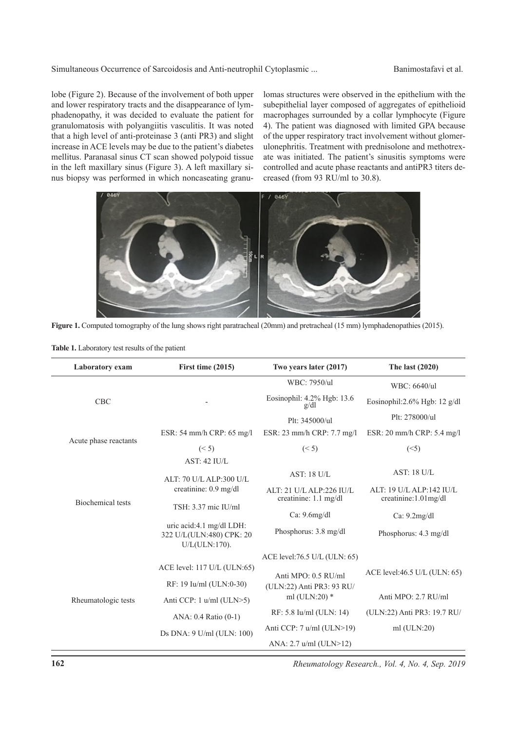lobe (Figure 2). Because of the involvement of both upper and lower respiratory tracts and the disappearance of lymphadenopathy, it was decided to evaluate the patient for granulomatosis with polyangiitis vasculitis. It was noted that a high level of anti-proteinase 3 (anti PR3) and slight increase in ACE levels may be due to the patient's diabetes mellitus. Paranasal sinus CT scan showed polypoid tissue in the left maxillary sinus (Figure 3). A left maxillary sinus biopsy was performed in which noncaseating granulomas structures were observed in the epithelium with the subepithelial layer composed of aggregates of epithelioid macrophages surrounded by a collar lymphocyte (Figure 4). The patient was diagnosed with limited GPA because of the upper respiratory tract involvement without glomerulonephritis. Treatment with prednisolone and methotrexate was initiated. The patient's sinusitis symptoms were controlled and acute phase reactants and antiPR3 titers decreased (from 93 RU/ml to 30.8).

**Figure 1.** Computed tomography of the lung shows right paratracheal (20mm) and pretracheal (15 mm) lymphadenopathies (2015).

**Table 1.** Laboratory test results of the patient

| Laboratory exam | First time (2015) | Two years later (2017) | The last (2020) |
|---|---|---|---|
| CBC | - | WBC: 7950/ul<br>Eosinophil: 4.2% Hgb: 13.6 g/dl<br>Plt: 345000/ul | WBC: 6640/ul<br>Eosinophil:2.6% Hgb: 12 g/dl<br>Plt: 278000/ul |
| Acute phase reactants | ESR: 54 mm/h CRP: 65 mg/l<br>(< 5) | ESR: 23 mm/h CRP: 7.7 mg/l<br>(< 5) | ESR: 20 mm/h CRP: 5.4 mg/l<br>(<5) |
| Biochemical tests | AST: 42 IU/L<br>ALT: 70 U/L ALP:300 U/L<br>creatinine: 0.9 mg/dl<br>TSH: 3.37 mic IU/ml<br>uric acid:4.1 mg/dl LDH: 322 U/L(ULN:480) CPK: 20 U/L(ULN:170). | AST: 18 U/L<br>ALT: 21 U/L ALP:226 IU/L creatinine: 1.1 mg/dl<br>Ca: 9.6mg/dl<br>Phosphorus: 3.8 mg/dl | AST: 18 U/L<br>ALT: 19 U/L ALP:142 IU/L creatinine:1.01mg/dl<br>Ca: 9.2mg/dl<br>Phosphorus: 4.3 mg/dl |
| Rheumatologic tests | ACE level: 117 U/L (ULN:65)<br>RF: 19 Iu/ml (ULN:0-30)<br>Anti CCP: 1 u/ml (ULN>5)<br>ANA: 0.4 Ratio (0-1)<br>Ds DNA: 9 U/ml (ULN: 100) | ACE level:76.5 U/L (ULN: 65)<br>Anti MPO: 0.5 RU/ml (ULN:22) Anti PR3: 93 RU/ml (ULN:20) *<br>RF: 5.8 Iu/ml (ULN: 14)<br>Anti CCP: 7 u/ml (ULN>19)<br>ANA: 2.7 u/ml (ULN>12) | ACE level:46.5 U/L (ULN: 65)<br>Anti MPO: 2.7 RU/ml<br>(ULN:22) Anti PR3: 19.7 RU/ml (ULN:20) |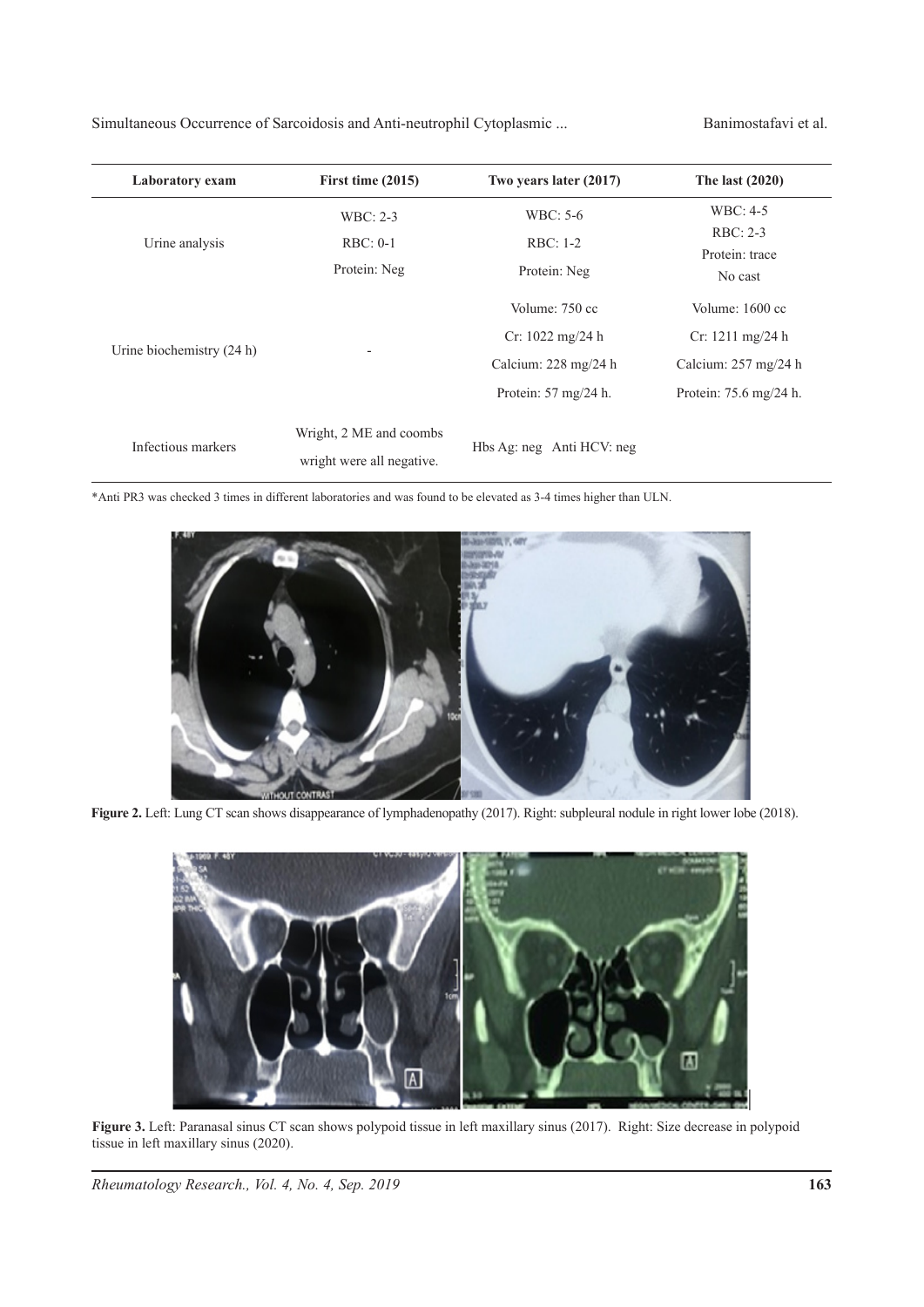| Laboratory exam | First time (2015) | Two years later (2017) | The last (2020) |
|---|---|---|---|
| Urine analysis | WBC: 2-3<br>RBC: 0-1<br>Protein: Neg | WBC: 5-6<br>RBC: 1-2<br>Protein: Neg | WBC: 4-5<br>RBC: 2-3<br>Protein: trace<br>No cast |
| Urine biochemistry (24 h) | - | Volume: 750 cc<br>Cr: 1022 mg/24 h<br>Calcium: 228 mg/24 h<br>Protein: 57 mg/24 h. | Volume: 1600 cc<br>Cr: 1211 mg/24 h<br>Calcium: 257 mg/24 h<br>Protein: 75.6 mg/24 h. |
| Infectious markers | Wright, 2 ME and coombs wright were all negative. | Hbs Ag: neg Anti HCV: neg | |

*Anti PR3 was checked 3 times in different laboratories and was found to be elevated as 3-4 times higher than ULN.

**Figure 2.** Left: Lung CT scan shows disappearance of lymphadenopathy (2017). Right: subpleural nodule in right lower lobe (2018).

**Figure 3.** Left: Paranasal sinus CT scan shows polypoid tissue in left maxillary sinus (2017). Right: Size decrease in polypoid tissue in left maxillary sinus (2020).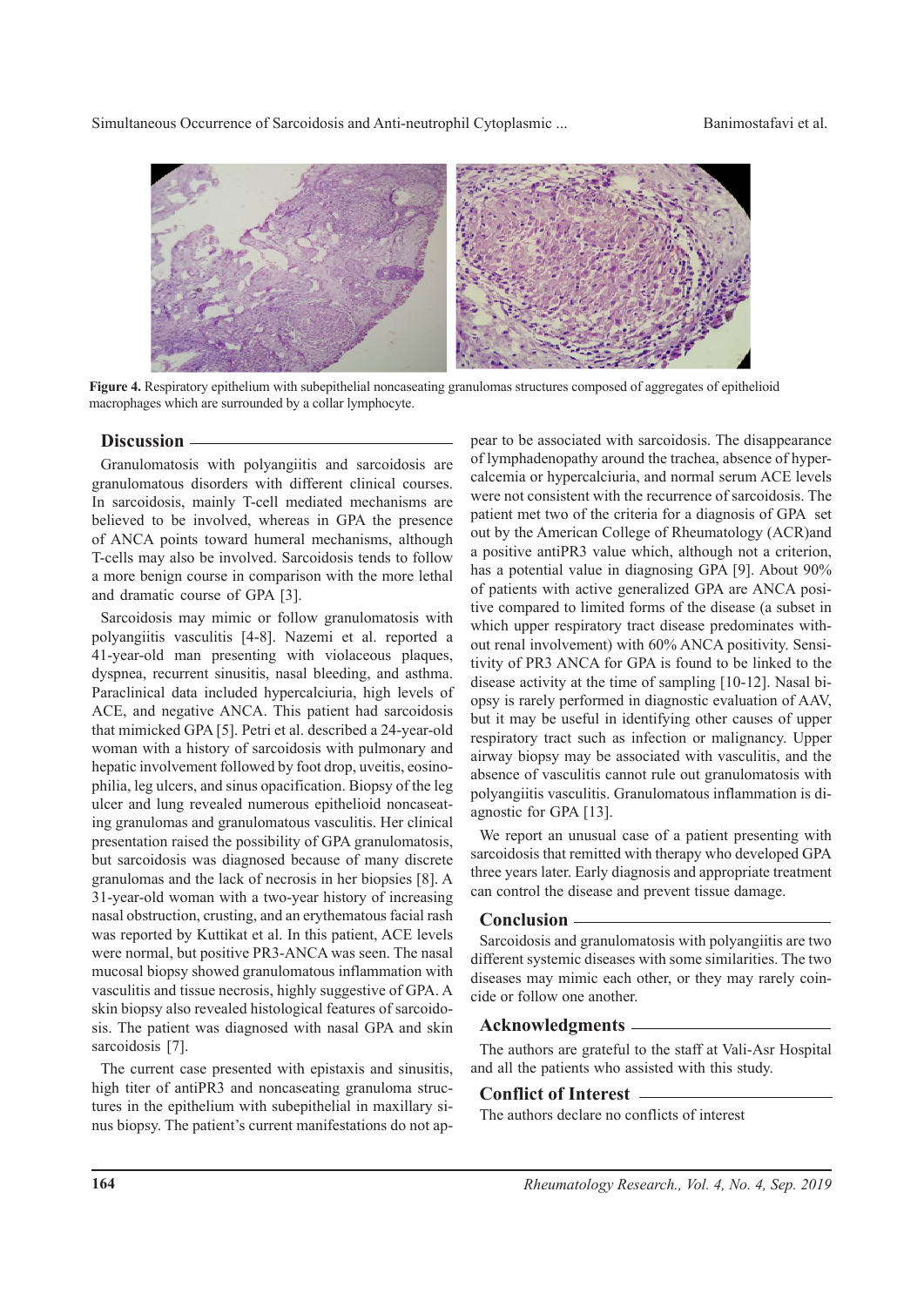**Figure 4.** Respiratory epithelium with subepithelial noncaseating granulomas structures composed of aggregates of epithelioid macrophages which are surrounded by a collar lymphocyte.

## Discussion

Granulomatosis with polyangiitis and sarcoidosis are granulomatous disorders with different clinical courses. In sarcoidosis, mainly T-cell mediated mechanisms are believed to be involved, whereas in GPA the presence of ANCA points toward humeral mechanisms, although T-cells may also be involved. Sarcoidosis tends to follow a more benign course in comparison with the more lethal and dramatic course of GPA [3].

Sarcoidosis may mimic or follow granulomatosis with polyangiitis vasculitis [4-8]. Nazemi et al. reported a 41-year-old man presenting with violaceous plaques, dyspnea, recurrent sinusitis, nasal bleeding, and asthma. Paraclinical data included hypercalciuria, high levels of ACE, and negative ANCA. This patient had sarcoidosis that mimicked GPA [5]. Petri et al. described a 24-year-old woman with a history of sarcoidosis with pulmonary and hepatic involvement followed by foot drop, uveitis, eosinophilia, leg ulcers, and sinus opacification. Biopsy of the leg ulcer and lung revealed numerous epithelioid noncaseating granulomas and granulomatous vasculitis. Her clinical presentation raised the possibility of GPA granulomatosis, but sarcoidosis was diagnosed because of many discrete granulomas and the lack of necrosis in her biopsies [8]. A 31-year-old woman with a two-year history of increasing nasal obstruction, crusting, and an erythematous facial rash was reported by Kuttikat et al. In this patient, ACE levels were normal, but positive PR3-ANCA was seen. The nasal mucosal biopsy showed granulomatous inflammation with vasculitis and tissue necrosis, highly suggestive of GPA. A skin biopsy also revealed histological features of sarcoidosis. The patient was diagnosed with nasal GPA and skin sarcoidosis [7].

The current case presented with epistaxis and sinusitis, high titer of antiPR3 and noncaseating granuloma structures in the epithelium with subepithelial in maxillary sinus biopsy. The patient's current manifestations do not appear to be associated with sarcoidosis. The disappearance of lymphadenopathy around the trachea, absence of hypercalcemia or hypercalciuria, and normal serum ACE levels were not consistent with the recurrence of sarcoidosis. The patient met two of the criteria for a diagnosis of GPA set out by the American College of Rheumatology (ACR)and a positive antiPR3 value which, although not a criterion, has a potential value in diagnosing GPA [9]. About 90% of patients with active generalized GPA are ANCA positive compared to limited forms of the disease (a subset in which upper respiratory tract disease predominates without renal involvement) with 60% ANCA positivity. Sensitivity of PR3 ANCA for GPA is found to be linked to the disease activity at the time of sampling [10-12]. Nasal biopsy is rarely performed in diagnostic evaluation of AAV, but it may be useful in identifying other causes of upper respiratory tract such as infection or malignancy. Upper airway biopsy may be associated with vasculitis, and the absence of vasculitis cannot rule out granulomatosis with polyangiitis vasculitis. Granulomatous inflammation is diagnostic for GPA [13].

We report an unusual case of a patient presenting with sarcoidosis that remitted with therapy who developed GPA three years later. Early diagnosis and appropriate treatment can control the disease and prevent tissue damage.

## Conclusion

Sarcoidosis and granulomatosis with polyangiitis are two different systemic diseases with some similarities. The two diseases may mimic each other, or they may rarely coincide or follow one another.

## Acknowledgments

The authors are grateful to the staff at Vali-Asr Hospital and all the patients who assisted with this study.

## Conflict of Interest

The authors declare no conflicts of interest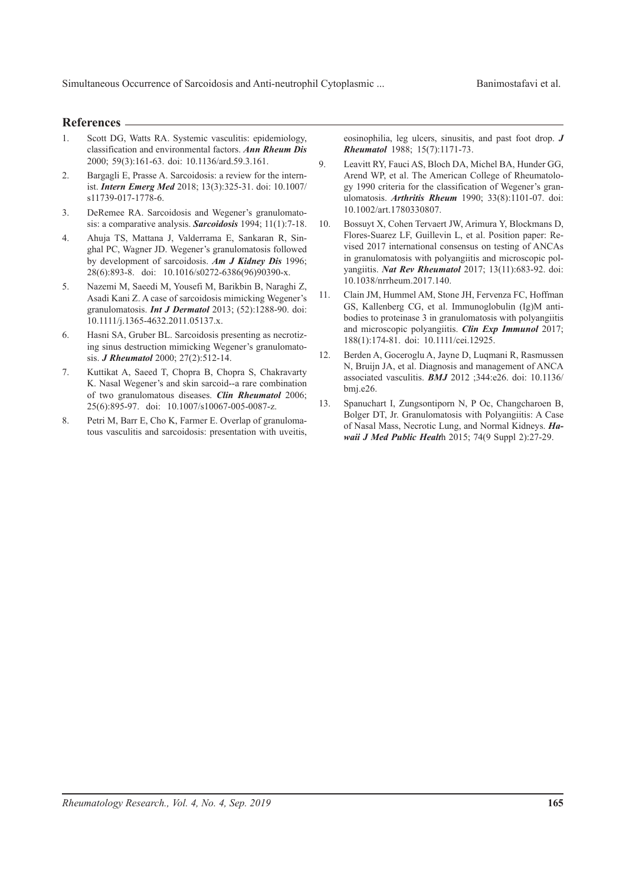## References

1. Scott DG, Watts RA. Systemic vasculitis: epidemiology, classification and environmental factors. ***Ann Rheum Dis*** 2000; 59(3):161-63. doi: 10.1136/ard.59.3.161.

2. Bargagli E, Prasse A. Sarcoidosis: a review for the internist. ***Intern Emerg Med*** 2018; 13(3):325-31. doi: 10.1007/s11739-017-1778-6.

3. DeRemee RA. Sarcoidosis and Wegener's granulomatosis: a comparative analysis. ***Sarcoidosis*** 1994; 11(1):7-18.

4. Ahuja TS, Mattana J, Valderrama E, Sankaran R, Singhal PC, Wagner JD. Wegener's granulomatosis followed by development of sarcoidosis. ***Am J Kidney Dis*** 1996; 28(6):893-8. doi: 10.1016/s0272-6386(96)90390-x.

5. Nazemi M, Saeedi M, Yousefi M, Barikbin B, Naraghi Z, Asadi Kani Z. A case of sarcoidosis mimicking Wegener's granulomatosis. ***Int J Dermatol*** 2013; (52):1288-90. doi: 10.1111/j.1365-4632.2011.05137.x.

6. Hasni SA, Gruber BL. Sarcoidosis presenting as necrotizing sinus destruction mimicking Wegener's granulomatosis. ***J Rheumatol*** 2000; 27(2):512-14.

7. Kuttikat A, Saeed T, Chopra B, Chopra S, Chakravarty K. Nasal Wegener's and skin sarcoid--a rare combination of two granulomatous diseases. ***Clin Rheumatol*** 2006; 25(6):895-97. doi: 10.1007/s10067-005-0087-z.

8. Petri M, Barr E, Cho K, Farmer E. Overlap of granulomatous vasculitis and sarcoidosis: presentation with uveitis, eosinophilia, leg ulcers, sinusitis, and past foot drop. ***J Rheumatol*** 1988; 15(7):1171-73.

9. Leavitt RY, Fauci AS, Bloch DA, Michel BA, Hunder GG, Arend WP, et al. The American College of Rheumatology 1990 criteria for the classification of Wegener's granulomatosis. ***Arthritis Rheum*** 1990; 33(8):1101-07. doi: 10.1002/art.1780330807.

10. Bossuyt X, Cohen Tervaert JW, Arimura Y, Blockmans D, Flores-Suarez LF, Guillevin L, et al. Position paper: Revised 2017 international consensus on testing of ANCAs in granulomatosis with polyangiitis and microscopic polyangiitis. ***Nat Rev Rheumatol*** 2017; 13(11):683-92. doi: 10.1038/nrrheum.2017.140.

11. Clain JM, Hummel AM, Stone JH, Fervenza FC, Hoffman GS, Kallenberg CG, et al. Immunoglobulin (Ig)M antibodies to proteinase 3 in granulomatosis with polyangiitis and microscopic polyangiitis. ***Clin Exp Immunol*** 2017; 188(1):174-81. doi: 10.1111/cei.12925.

12. Berden A, Goceroglu A, Jayne D, Luqmani R, Rasmussen N, Bruijn JA, et al. Diagnosis and management of ANCA associated vasculitis. ***BMJ*** 2012 ;344:e26. doi: 10.1136/bmj.e26.

13. Spanuchart I, Zungsontiporn N, P Oc, Changcharoen B, Bolger DT, Jr. Granulomatosis with Polyangiitis: A Case of Nasal Mass, Necrotic Lung, and Normal Kidneys. ***Hawaii J Med Public Healt***h 2015; 74(9 Suppl 2):27-29.